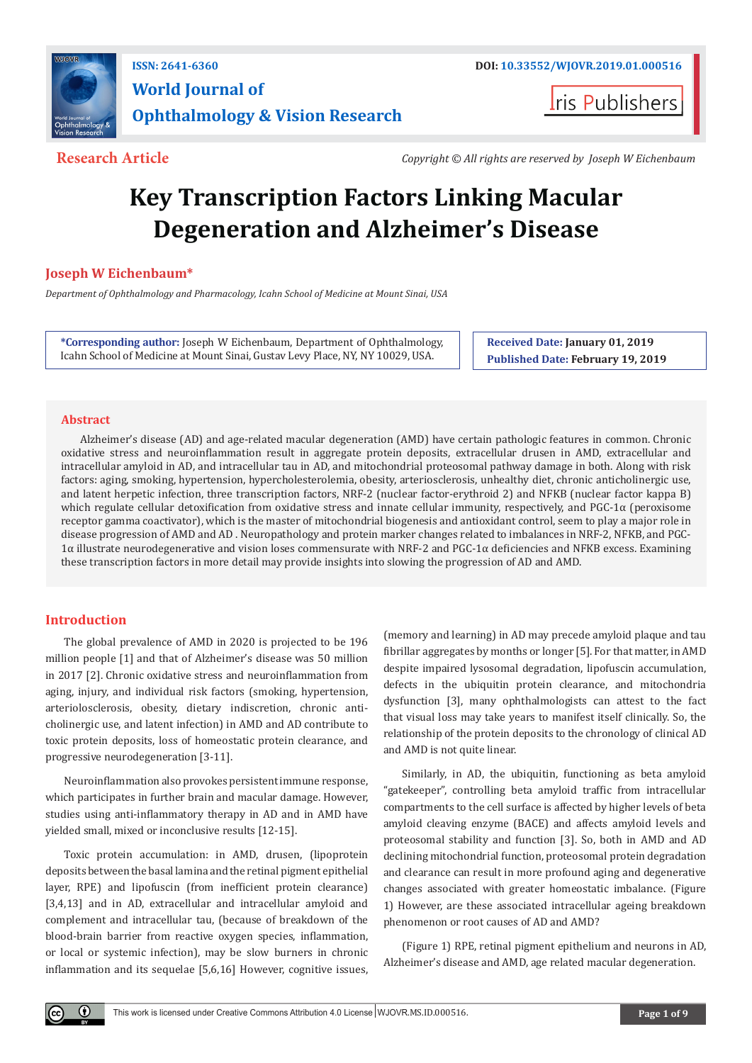ISSN: 2641-6360 DOI: 10.33552/WJOVR.2019.01.000516

**World Journal of Ophthalmology & Vision Research**

Iris Publishers

**Research Article**

*Copyright © All rights are reserved by Joseph W Eichenbaum*

# Key Transcription Factors Linking Macular Degeneration and Alzheimer's Disease

**Joseph W Eichenbaum***

*Department of Ophthalmology and Pharmacology, Icahn School of Medicine at Mount Sinai, USA*

**\*Corresponding author:** Joseph W Eichenbaum, Department of Ophthalmology, Icahn School of Medicine at Mount Sinai, Gustav Levy Place, NY, NY 10029, USA.

**Received Date: January 01, 2019**
**Published Date: February 19, 2019**

## Abstract

Alzheimer's disease (AD) and age-related macular degeneration (AMD) have certain pathologic features in common. Chronic oxidative stress and neuroinflammation result in aggregate protein deposits, extracellular drusen in AMD, extracellular and intracellular amyloid in AD, and intracellular tau in AD, and mitochondrial proteosomal pathway damage in both. Along with risk factors: aging, smoking, hypertension, hypercholesterolemia, obesity, arteriosclerosis, unhealthy diet, chronic anticholinergic use, and latent herpetic infection, three transcription factors, NRF-2 (nuclear factor-erythroid 2) and NFKB (nuclear factor kappa B) which regulate cellular detoxification from oxidative stress and innate cellular immunity, respectively, and PGC-1α (peroxisome receptor gamma coactivator), which is the master of mitochondrial biogenesis and antioxidant control, seem to play a major role in disease progression of AMD and AD . Neuropathology and protein marker changes related to imbalances in NRF-2, NFKB, and PGC-1α illustrate neurodegenerative and vision loses commensurate with NRF-2 and PGC-1α deficiencies and NFKB excess. Examining these transcription factors in more detail may provide insights into slowing the progression of AD and AMD.

## Introduction

The global prevalence of AMD in 2020 is projected to be 196 million people [1] and that of Alzheimer's disease was 50 million in 2017 [2]. Chronic oxidative stress and neuroinflammation from aging, injury, and individual risk factors (smoking, hypertension, arteriolosclerosis, obesity, dietary indiscretion, chronic anti-cholinergic use, and latent infection) in AMD and AD contribute to toxic protein deposits, loss of homeostatic protein clearance, and progressive neurodegeneration [3-11].

Neuroinflammation also provokes persistent immune response, which participates in further brain and macular damage. However, studies using anti-inflammatory therapy in AD and in AMD have yielded small, mixed or inconclusive results [12-15].

Toxic protein accumulation: in AMD, drusen, (lipoprotein deposits between the basal lamina and the retinal pigment epithelial layer, RPE) and lipofuscin (from inefficient protein clearance) [3,4,13] and in AD, extracellular and intracellular amyloid and complement and intracellular tau, (because of breakdown of the blood-brain barrier from reactive oxygen species, inflammation, or local or systemic infection), may be slow burners in chronic inflammation and its sequelae [5,6,16] However, cognitive issues, (memory and learning) in AD may precede amyloid plaque and tau fibrillar aggregates by months or longer [5]. For that matter, in AMD despite impaired lysosomal degradation, lipofuscin accumulation, defects in the ubiquitin protein clearance, and mitochondria dysfunction [3], many ophthalmologists can attest to the fact that visual loss may take years to manifest itself clinically. So, the relationship of the protein deposits to the chronology of clinical AD and AMD is not quite linear.

Similarly, in AD, the ubiquitin, functioning as beta amyloid "gatekeeper", controlling beta amyloid traffic from intracellular compartments to the cell surface is affected by higher levels of beta amyloid cleaving enzyme (BACE) and affects amyloid levels and proteosomal stability and function [3]. So, both in AMD and AD declining mitochondrial function, proteosomal protein degradation and clearance can result in more profound aging and degenerative changes associated with greater homeostatic imbalance. (Figure 1) However, are these associated intracellular ageing breakdown phenomenon or root causes of AD and AMD?

(Figure 1) RPE, retinal pigment epithelium and neurons in AD, Alzheimer's disease and AMD, age related macular degeneration.

This work is licensed under Creative Commons Attribution 4.0 License WJOVR.MS.ID.000516.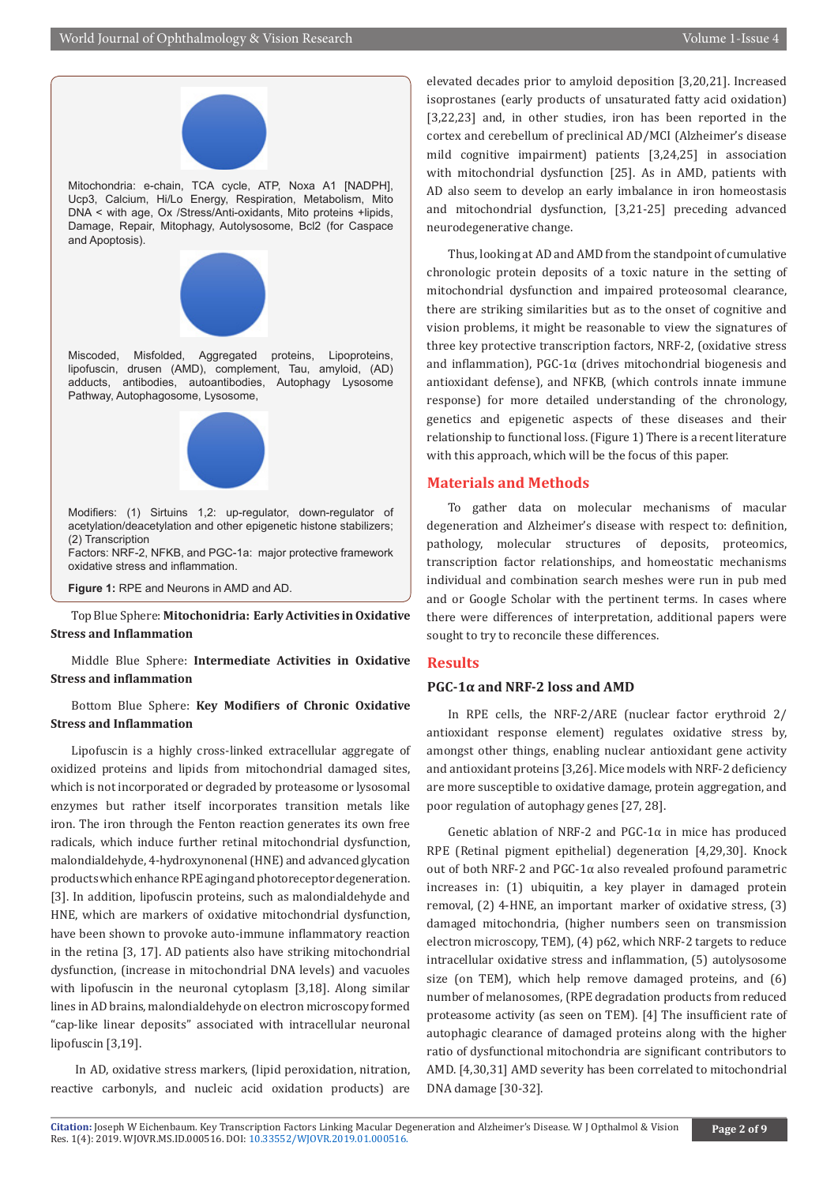Mitochondria: e-chain, TCA cycle, ATP, Noxa A1 [NADPH], Ucp3, Calcium, Hi/Lo Energy, Respiration, Metabolism, Mito DNA < with age, Ox /Stress/Anti-oxidants, Mito proteins +lipids, Damage, Repair, Mitophagy, Autolysosome, Bcl2 (for Caspace and Apoptosis).

Miscoded, Misfolded, Aggregated proteins, Lipoproteins, lipofuscin, drusen (AMD), complement, Tau, amyloid, (AD) adducts, antibodies, autoantibodies, Autophagy Lysosome Pathway, Autophagosome, Lysosome,

Modifiers: (1) Sirtuins 1,2: up-regulator, down-regulator of acetylation/deacetylation and other epigenetic histone stabilizers; (2) Transcription Factors: NRF-2, NFKB, and PGC-1a: major protective framework oxidative stress and inflammation.

**Figure 1:** RPE and Neurons in AMD and AD.

Top Blue Sphere: **Mitochonidria: Early Activities in Oxidative Stress and Inflammation**

Middle Blue Sphere: **Intermediate Activities in Oxidative Stress and inflammation**

Bottom Blue Sphere: **Key Modifiers of Chronic Oxidative Stress and Inflammation**

Lipofuscin is a highly cross-linked extracellular aggregate of oxidized proteins and lipids from mitochondrial damaged sites, which is not incorporated or degraded by proteasome or lysosomal enzymes but rather itself incorporates transition metals like iron. The iron through the Fenton reaction generates its own free radicals, which induce further retinal mitochondrial dysfunction, malondialdehyde, 4-hydroxynonenal (HNE) and advanced glycation products which enhance RPE aging and photoreceptor degeneration. [3]. In addition, lipofuscin proteins, such as malondialdehyde and HNE, which are markers of oxidative mitochondrial dysfunction, have been shown to provoke auto-immune inflammatory reaction in the retina [3, 17]. AD patients also have striking mitochondrial dysfunction, (increase in mitochondrial DNA levels) and vacuoles with lipofuscin in the neuronal cytoplasm [3,18]. Along similar lines in AD brains, malondialdehyde on electron microscopy formed "cap-like linear deposits" associated with intracellular neuronal lipofuscin [3,19].

In AD, oxidative stress markers, (lipid peroxidation, nitration, reactive carbonyls, and nucleic acid oxidation products) are elevated decades prior to amyloid deposition [3,20,21]. Increased isoprostanes (early products of unsaturated fatty acid oxidation) [3,22,23] and, in other studies, iron has been reported in the cortex and cerebellum of preclinical AD/MCI (Alzheimer's disease mild cognitive impairment) patients [3,24,25] in association with mitochondrial dysfunction [25]. As in AMD, patients with AD also seem to develop an early imbalance in iron homeostasis and mitochondrial dysfunction, [3,21-25] preceding advanced neurodegenerative change.

Thus, looking at AD and AMD from the standpoint of cumulative chronologic protein deposits of a toxic nature in the setting of mitochondrial dysfunction and impaired proteosomal clearance, there are striking similarities but as to the onset of cognitive and vision problems, it might be reasonable to view the signatures of three key protective transcription factors, NRF-2, (oxidative stress and inflammation), PGC-1α (drives mitochondrial biogenesis and antioxidant defense), and NFKB, (which controls innate immune response) for more detailed understanding of the chronology, genetics and epigenetic aspects of these diseases and their relationship to functional loss. (Figure 1) There is a recent literature with this approach, which will be the focus of this paper.

## Materials and Methods

To gather data on molecular mechanisms of macular degeneration and Alzheimer's disease with respect to: definition, pathology, molecular structures of deposits, proteomics, transcription factor relationships, and homeostatic mechanisms individual and combination search meshes were run in pub med and or Google Scholar with the pertinent terms. In cases where there were differences of interpretation, additional papers were sought to try to reconcile these differences.

## Results

### PGC-1α and NRF-2 loss and AMD

In RPE cells, the NRF-2/ARE (nuclear factor erythroid 2/ antioxidant response element) regulates oxidative stress by, amongst other things, enabling nuclear antioxidant gene activity and antioxidant proteins [3,26]. Mice models with NRF-2 deficiency are more susceptible to oxidative damage, protein aggregation, and poor regulation of autophagy genes [27, 28].

Genetic ablation of NRF-2 and PGC-1α in mice has produced RPE (Retinal pigment epithelial) degeneration [4,29,30]. Knock out of both NRF-2 and PGC-1α also revealed profound parametric increases in: (1) ubiquitin, a key player in damaged protein removal, (2) 4-HNE, an important marker of oxidative stress, (3) damaged mitochondria, (higher numbers seen on transmission electron microscopy, TEM), (4) p62, which NRF-2 targets to reduce intracellular oxidative stress and inflammation, (5) autolysosome size (on TEM), which help remove damaged proteins, and (6) number of melanosomes, (RPE degradation products from reduced proteasome activity (as seen on TEM). [4] The insufficient rate of autophagic clearance of damaged proteins along with the higher ratio of dysfunctional mitochondria are significant contributors to AMD. [4,30,31] AMD severity has been correlated to mitochondrial DNA damage [30-32].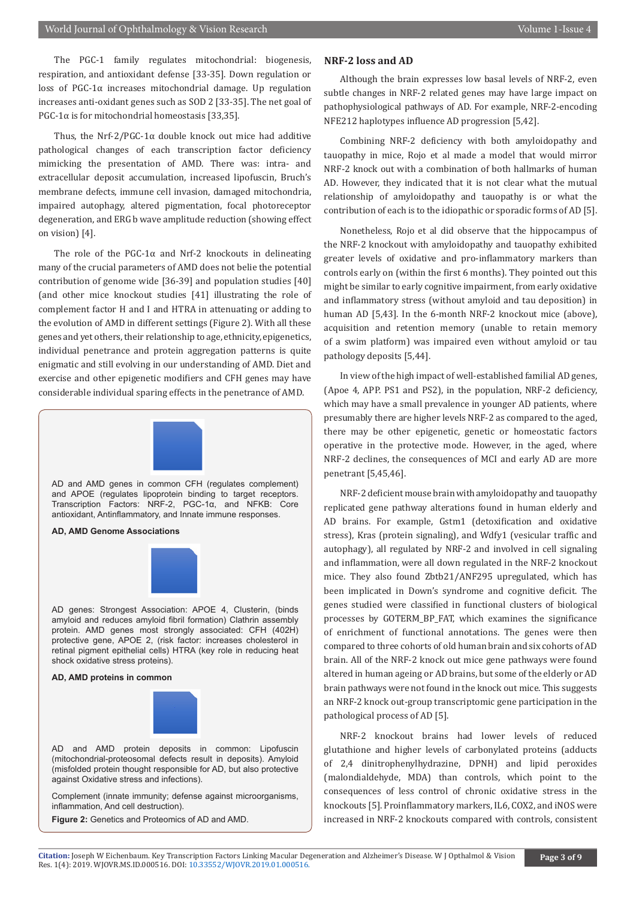The PGC-1 family regulates mitochondrial: biogenesis, respiration, and antioxidant defense [33-35]. Down regulation or loss of PGC-1α increases mitochondrial damage. Up regulation increases anti-oxidant genes such as SOD 2 [33-35]. The net goal of PGC-1α is for mitochondrial homeostasis [33,35].

Thus, the Nrf-2/PGC-1α double knock out mice had additive pathological changes of each transcription factor deficiency mimicking the presentation of AMD. There was: intra- and extracellular deposit accumulation, increased lipofuscin, Bruch's membrane defects, immune cell invasion, damaged mitochondria, impaired autophagy, altered pigmentation, focal photoreceptor degeneration, and ERG b wave amplitude reduction (showing effect on vision) [4].

The role of the PGC-1α and Nrf-2 knockouts in delineating many of the crucial parameters of AMD does not belie the potential contribution of genome wide [36-39] and population studies [40] (and other mice knockout studies [41] illustrating the role of complement factor H and I and HTRA in attenuating or adding to the evolution of AMD in different settings (Figure 2). With all these genes and yet others, their relationship to age, ethnicity, epigenetics, individual penetrance and protein aggregation patterns is quite enigmatic and still evolving in our understanding of AMD. Diet and exercise and other epigenetic modifiers and CFH genes may have considerable individual sparing effects in the penetrance of AMD.

AD and AMD genes in common CFH (regulates complement) and APOE (regulates lipoprotein binding to target receptors. Transcription Factors: NRF-2, PGC-1α, and NFKB: Core antioxidant, Antinflammatory, and Innate immune responses.

**AD, AMD Genome Associations**

AD genes: Strongest Association: APOE 4, Clusterin, (binds amyloid and reduces amyloid fibril formation) Clathrin assembly protein. AMD genes most strongly associated: CFH (402H) protective gene, APOE 2, (risk factor: increases cholesterol in retinal pigment epithelial cells) HTRA (key role in reducing heat shock oxidative stress proteins).

**AD, AMD proteins in common**

AD and AMD protein deposits in common: Lipofuscin (mitochondrial-proteosomal defects result in deposits). Amyloid (misfolded protein thought responsible for AD, but also protective against Oxidative stress and infections).

Complement (innate immunity; defense against microorganisms, inflammation, And cell destruction).

**Figure 2:** Genetics and Proteomics of AD and AMD.

## NRF-2 loss and AD

Although the brain expresses low basal levels of NRF-2, even subtle changes in NRF-2 related genes may have large impact on pathophysiological pathways of AD. For example, NRF-2-encoding NFE212 haplotypes influence AD progression [5,42].

Combining NRF-2 deficiency with both amyloidopathy and tauopathy in mice, Rojo et al made a model that would mirror NRF-2 knock out with a combination of both hallmarks of human AD. However, they indicated that it is not clear what the mutual relationship of amyloidopathy and tauopathy is or what the contribution of each is to the idiopathic or sporadic forms of AD [5].

Nonetheless, Rojo et al did observe that the hippocampus of the NRF-2 knockout with amyloidopathy and tauopathy exhibited greater levels of oxidative and pro-inflammatory markers than controls early on (within the first 6 months). They pointed out this might be similar to early cognitive impairment, from early oxidative and inflammatory stress (without amyloid and tau deposition) in human AD [5,43]. In the 6-month NRF-2 knockout mice (above), acquisition and retention memory (unable to retain memory of a swim platform) was impaired even without amyloid or tau pathology deposits [5,44].

In view of the high impact of well-established familial AD genes, (Apoe 4, APP. PS1 and PS2), in the population, NRF-2 deficiency, which may have a small prevalence in younger AD patients, where presumably there are higher levels NRF-2 as compared to the aged, there may be other epigenetic, genetic or homeostatic factors operative in the protective mode. However, in the aged, where NRF-2 declines, the consequences of MCI and early AD are more penetrant [5,45,46].

NRF-2 deficient mouse brain with amyloidopathy and tauopathy replicated gene pathway alterations found in human elderly and AD brains. For example, Gstm1 (detoxification and oxidative stress), Kras (protein signaling), and Wdfy1 (vesicular traffic and autophagy), all regulated by NRF-2 and involved in cell signaling and inflammation, were all down regulated in the NRF-2 knockout mice. They also found Zbtb21/ANF295 upregulated, which has been implicated in Down's syndrome and cognitive deficit. The genes studied were classified in functional clusters of biological processes by GOTERM_BP_FAT, which examines the significance of enrichment of functional annotations. The genes were then compared to three cohorts of old human brain and six cohorts of AD brain. All of the NRF-2 knock out mice gene pathways were found altered in human ageing or AD brains, but some of the elderly or AD brain pathways were not found in the knock out mice. This suggests an NRF-2 knock out-group transcriptomic gene participation in the pathological process of AD [5].

NRF-2 knockout brains had lower levels of reduced glutathione and higher levels of carbonylated proteins (adducts of 2,4 dinitrophenylhydrazine, DPNH) and lipid peroxides (malondialdehyde, MDA) than controls, which point to the consequences of less control of chronic oxidative stress in the knockouts [5]. Proinflammatory markers, IL6, COX2, and iNOS were increased in NRF-2 knockouts compared with controls, consistent

**Citation:** Joseph W Eichenbaum. Key Transcription Factors Linking Macular Degeneration and Alzheimer's Disease. W J Opthalmol & Vision Res. 1(4): 2019. WJOVR.MS.ID.000516. DOI: 10.33552/WJOVR.2019.01.000516.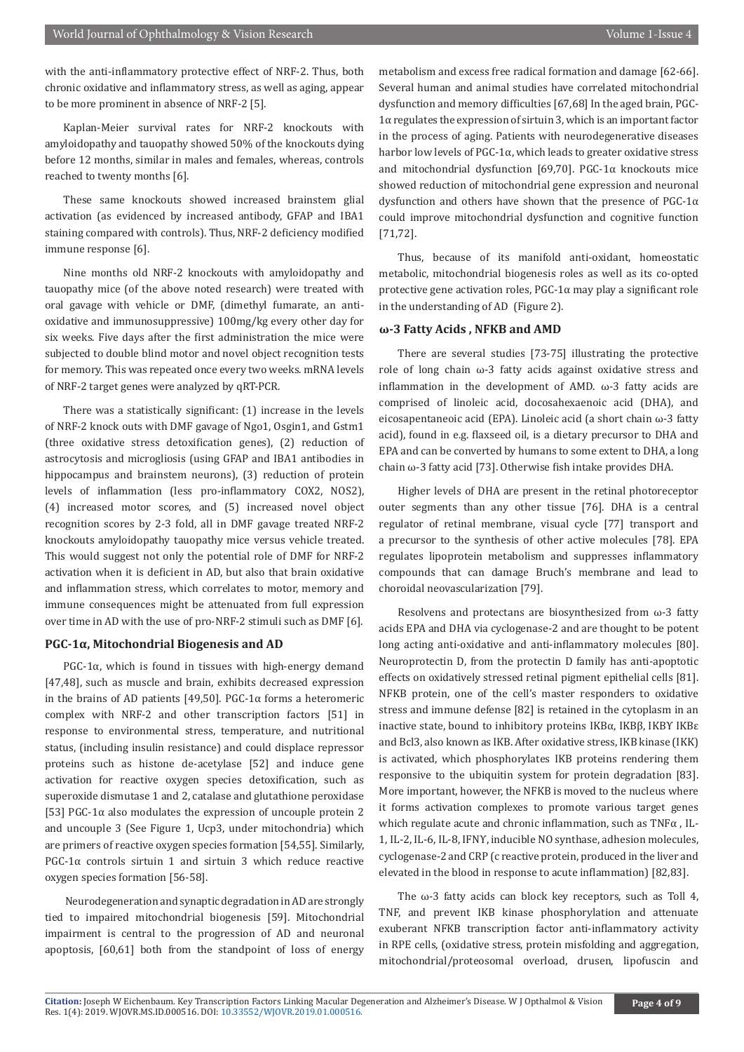with the anti-inflammatory protective effect of NRF-2. Thus, both chronic oxidative and inflammatory stress, as well as aging, appear to be more prominent in absence of NRF-2 [5].

Kaplan-Meier survival rates for NRF-2 knockouts with amyloidopathy and tauopathy showed 50% of the knockouts dying before 12 months, similar in males and females, whereas, controls reached to twenty months [6].

These same knockouts showed increased brainstem glial activation (as evidenced by increased antibody, GFAP and IBA1 staining compared with controls). Thus, NRF-2 deficiency modified immune response [6].

Nine months old NRF-2 knockouts with amyloidopathy and tauopathy mice (of the above noted research) were treated with oral gavage with vehicle or DMF, (dimethyl fumarate, an anti-oxidative and immunosuppressive) 100mg/kg every other day for six weeks. Five days after the first administration the mice were subjected to double blind motor and novel object recognition tests for memory. This was repeated once every two weeks. mRNA levels of NRF-2 target genes were analyzed by qRT-PCR.

There was a statistically significant: (1) increase in the levels of NRF-2 knock outs with DMF gavage of Ngo1, Osgin1, and Gstm1 (three oxidative stress detoxification genes), (2) reduction of astrocytosis and microgliosis (using GFAP and IBA1 antibodies in hippocampus and brainstem neurons), (3) reduction of protein levels of inflammation (less pro-inflammatory COX2, NOS2), (4) increased motor scores, and (5) increased novel object recognition scores by 2-3 fold, all in DMF gavage treated NRF-2 knockouts amyloidopathy tauopathy mice versus vehicle treated. This would suggest not only the potential role of DMF for NRF-2 activation when it is deficient in AD, but also that brain oxidative and inflammation stress, which correlates to motor, memory and immune consequences might be attenuated from full expression over time in AD with the use of pro-NRF-2 stimuli such as DMF [6].

## PGC-1α, Mitochondrial Biogenesis and AD

PGC-1α, which is found in tissues with high-energy demand [47,48], such as muscle and brain, exhibits decreased expression in the brains of AD patients [49,50]. PGC-1α forms a heteromeric complex with NRF-2 and other transcription factors [51] in response to environmental stress, temperature, and nutritional status, (including insulin resistance) and could displace repressor proteins such as histone de-acetylase [52] and induce gene activation for reactive oxygen species detoxification, such as superoxide dismutase 1 and 2, catalase and glutathione peroxidase [53] PGC-1α also modulates the expression of uncouple protein 2 and uncouple 3 (See Figure 1, Ucp3, under mitochondria) which are primers of reactive oxygen species formation [54,55]. Similarly, PGC-1α controls sirtuin 1 and sirtuin 3 which reduce reactive oxygen species formation [56-58].

Neurodegeneration and synaptic degradation in AD are strongly tied to impaired mitochondrial biogenesis [59]. Mitochondrial impairment is central to the progression of AD and neuronal apoptosis, [60,61] both from the standpoint of loss of energy metabolism and excess free radical formation and damage [62-66]. Several human and animal studies have correlated mitochondrial dysfunction and memory difficulties [67,68] In the aged brain, PGC-1α regulates the expression of sirtuin 3, which is an important factor in the process of aging. Patients with neurodegenerative diseases harbor low levels of PGC-1α, which leads to greater oxidative stress and mitochondrial dysfunction [69,70]. PGC-1α knockouts mice showed reduction of mitochondrial gene expression and neuronal dysfunction and others have shown that the presence of PGC-1α could improve mitochondrial dysfunction and cognitive function [71,72].

Thus, because of its manifold anti-oxidant, homeostatic metabolic, mitochondrial biogenesis roles as well as its co-opted protective gene activation roles, PGC-1α may play a significant role in the understanding of AD (Figure 2).

## ω-3 Fatty Acids , NFKB and AMD

There are several studies [73-75] illustrating the protective role of long chain ω-3 fatty acids against oxidative stress and inflammation in the development of AMD. ω-3 fatty acids are comprised of linoleic acid, docosahexaenoic acid (DHA), and eicosapentaneoic acid (EPA). Linoleic acid (a short chain ω-3 fatty acid), found in e.g. flaxseed oil, is a dietary precursor to DHA and EPA and can be converted by humans to some extent to DHA, a long chain ω-3 fatty acid [73]. Otherwise fish intake provides DHA.

Higher levels of DHA are present in the retinal photoreceptor outer segments than any other tissue [76]. DHA is a central regulator of retinal membrane, visual cycle [77] transport and a precursor to the synthesis of other active molecules [78]. EPA regulates lipoprotein metabolism and suppresses inflammatory compounds that can damage Bruch's membrane and lead to choroidal neovascularization [79].

Resolvens and protectans are biosynthesized from ω-3 fatty acids EPA and DHA via cyclogenase-2 and are thought to be potent long acting anti-oxidative and anti-inflammatory molecules [80]. Neuroprotectin D, from the protectin D family has anti-apoptotic effects on oxidatively stressed retinal pigment epithelial cells [81]. NFKB protein, one of the cell's master responders to oxidative stress and immune defense [82] is retained in the cytoplasm in an inactive state, bound to inhibitory proteins IKBα, IKBβ, IKBƳ IKBε and Bcl3, also known as IKB. After oxidative stress, IKB kinase (IKK) is activated, which phosphorylates IKB proteins rendering them responsive to the ubiquitin system for protein degradation [83]. More important, however, the NFKB is moved to the nucleus where it forms activation complexes to promote various target genes which regulate acute and chronic inflammation, such as TNFα , IL-1, IL-2, IL-6, IL-8, IFNY, inducible NO synthase, adhesion molecules, cyclogenase-2 and CRP (c reactive protein, produced in the liver and elevated in the blood in response to acute inflammation) [82,83].

The ω-3 fatty acids can block key receptors, such as Toll 4, TNF, and prevent IKB kinase phosphorylation and attenuate exuberant NFKB transcription factor anti-inflammatory activity in RPE cells, (oxidative stress, protein misfolding and aggregation, mitochondrial/proteosomal overload, drusen, lipofuscin and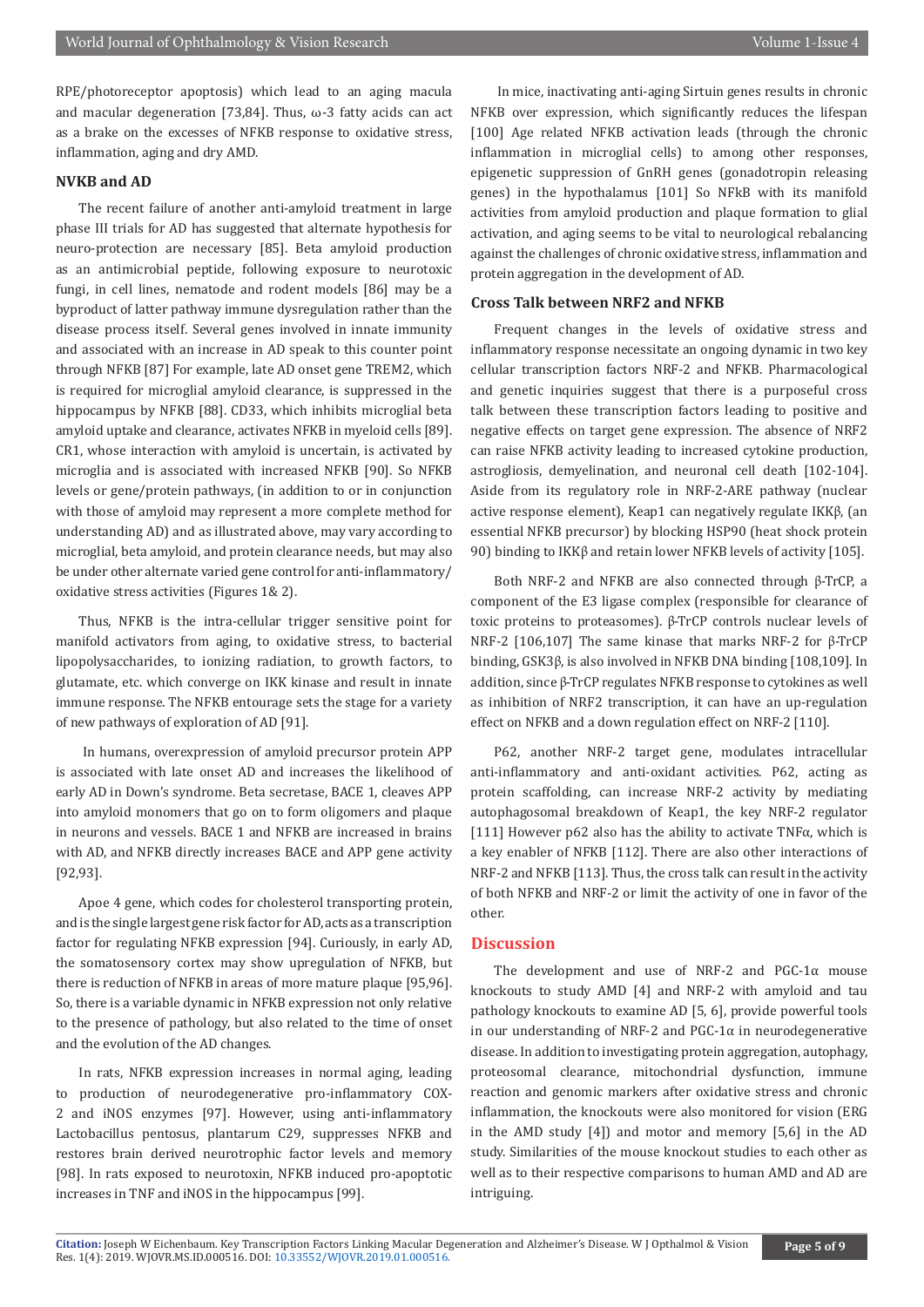RPE/photoreceptor apoptosis) which lead to an aging macula and macular degeneration [73,84]. Thus, ω-3 fatty acids can act as a brake on the excesses of NFKB response to oxidative stress, inflammation, aging and dry AMD.

### NVKB and AD

The recent failure of another anti-amyloid treatment in large phase III trials for AD has suggested that alternate hypothesis for neuro-protection are necessary [85]. Beta amyloid production as an antimicrobial peptide, following exposure to neurotoxic fungi, in cell lines, nematode and rodent models [86] may be a byproduct of latter pathway immune dysregulation rather than the disease process itself. Several genes involved in innate immunity and associated with an increase in AD speak to this counter point through NFKB [87] For example, late AD onset gene TREM2, which is required for microglial amyloid clearance, is suppressed in the hippocampus by NFKB [88]. CD33, which inhibits microglial beta amyloid uptake and clearance, activates NFKB in myeloid cells [89]. CR1, whose interaction with amyloid is uncertain, is activated by microglia and is associated with increased NFKB [90]. So NFKB levels or gene/protein pathways, (in addition to or in conjunction with those of amyloid may represent a more complete method for understanding AD) and as illustrated above, may vary according to microglial, beta amyloid, and protein clearance needs, but may also be under other alternate varied gene control for anti-inflammatory/oxidative stress activities (Figures 1& 2).

Thus, NFKB is the intra-cellular trigger sensitive point for manifold activators from aging, to oxidative stress, to bacterial lipopolysaccharides, to ionizing radiation, to growth factors, to glutamate, etc. which converge on IKK kinase and result in innate immune response. The NFKB entourage sets the stage for a variety of new pathways of exploration of AD [91].

In humans, overexpression of amyloid precursor protein APP is associated with late onset AD and increases the likelihood of early AD in Down's syndrome. Beta secretase, BACE 1, cleaves APP into amyloid monomers that go on to form oligomers and plaque in neurons and vessels. BACE 1 and NFKB are increased in brains with AD, and NFKB directly increases BACE and APP gene activity [92,93].

Apoe 4 gene, which codes for cholesterol transporting protein, and is the single largest gene risk factor for AD, acts as a transcription factor for regulating NFKB expression [94]. Curiously, in early AD, the somatosensory cortex may show upregulation of NFKB, but there is reduction of NFKB in areas of more mature plaque [95,96]. So, there is a variable dynamic in NFKB expression not only relative to the presence of pathology, but also related to the time of onset and the evolution of the AD changes.

In rats, NFKB expression increases in normal aging, leading to production of neurodegenerative pro-inflammatory COX-2 and iNOS enzymes [97]. However, using anti-inflammatory Lactobacillus pentosus, plantarum C29, suppresses NFKB and restores brain derived neurotrophic factor levels and memory [98]. In rats exposed to neurotoxin, NFKB induced pro-apoptotic increases in TNF and iNOS in the hippocampus [99].

In mice, inactivating anti-aging Sirtuin genes results in chronic NFKB over expression, which significantly reduces the lifespan [100] Age related NFKB activation leads (through the chronic inflammation in microglial cells) to among other responses, epigenetic suppression of GnRH genes (gonadotropin releasing genes) in the hypothalamus [101] So NFkB with its manifold activities from amyloid production and plaque formation to glial activation, and aging seems to be vital to neurological rebalancing against the challenges of chronic oxidative stress, inflammation and protein aggregation in the development of AD.

### Cross Talk between NRF2 and NFKB

Frequent changes in the levels of oxidative stress and inflammatory response necessitate an ongoing dynamic in two key cellular transcription factors NRF-2 and NFKB. Pharmacological and genetic inquiries suggest that there is a purposeful cross talk between these transcription factors leading to positive and negative effects on target gene expression. The absence of NRF2 can raise NFKB activity leading to increased cytokine production, astrogliosis, demyelination, and neuronal cell death [102-104]. Aside from its regulatory role in NRF-2-ARE pathway (nuclear active response element), Keap1 can negatively regulate IKKβ, (an essential NFKB precursor) by blocking HSP90 (heat shock protein 90) binding to IKKβ and retain lower NFKB levels of activity [105].

Both NRF-2 and NFKB are also connected through β-TrCP, a component of the E3 ligase complex (responsible for clearance of toxic proteins to proteasomes). β-TrCP controls nuclear levels of NRF-2 [106,107] The same kinase that marks NRF-2 for β-TrCP binding, GSK3β, is also involved in NFKB DNA binding [108,109]. In addition, since β-TrCP regulates NFKB response to cytokines as well as inhibition of NRF2 transcription, it can have an up-regulation effect on NFKB and a down regulation effect on NRF-2 [110].

P62, another NRF-2 target gene, modulates intracellular anti-inflammatory and anti-oxidant activities. P62, acting as protein scaffolding, can increase NRF-2 activity by mediating autophagosomal breakdown of Keap1, the key NRF-2 regulator [111] However p62 also has the ability to activate TNFα, which is a key enabler of NFKB [112]. There are also other interactions of NRF-2 and NFKB [113]. Thus, the cross talk can result in the activity of both NFKB and NRF-2 or limit the activity of one in favor of the other.

## Discussion

The development and use of NRF-2 and PGC-1α mouse knockouts to study AMD [4] and NRF-2 with amyloid and tau pathology knockouts to examine AD [5, 6], provide powerful tools in our understanding of NRF-2 and PGC-1α in neurodegenerative disease. In addition to investigating protein aggregation, autophagy, proteosomal clearance, mitochondrial dysfunction, immune reaction and genomic markers after oxidative stress and chronic inflammation, the knockouts were also monitored for vision (ERG in the AMD study [4]) and motor and memory [5,6] in the AD study. Similarities of the mouse knockout studies to each other as well as to their respective comparisons to human AMD and AD are intriguing.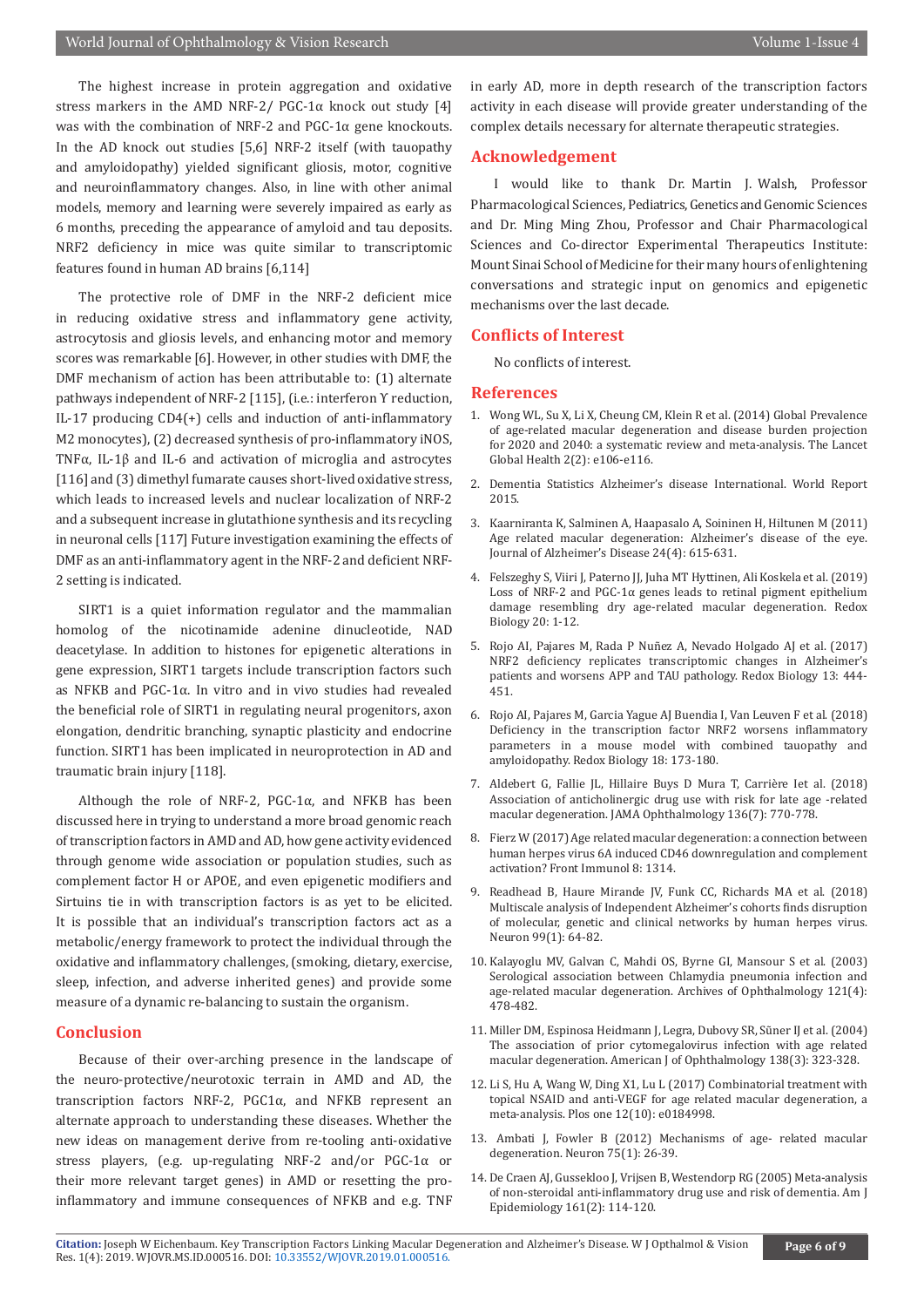The highest increase in protein aggregation and oxidative stress markers in the AMD NRF-2/ PGC-1α knock out study [4] was with the combination of NRF-2 and PGC-1α gene knockouts. In the AD knock out studies [5,6] NRF-2 itself (with tauopathy and amyloidopathy) yielded significant gliosis, motor, cognitive and neuroinflammatory changes. Also, in line with other animal models, memory and learning were severely impaired as early as 6 months, preceding the appearance of amyloid and tau deposits. NRF2 deficiency in mice was quite similar to transcriptomic features found in human AD brains [6,114]

The protective role of DMF in the NRF-2 deficient mice in reducing oxidative stress and inflammatory gene activity, astrocytosis and gliosis levels, and enhancing motor and memory scores was remarkable [6]. However, in other studies with DMF, the DMF mechanism of action has been attributable to: (1) alternate pathways independent of NRF-2 [115], (i.e.: interferon Υ reduction, IL-17 producing CD4(+) cells and induction of anti-inflammatory M2 monocytes), (2) decreased synthesis of pro-inflammatory iNOS, TNFα, IL-1β and IL-6 and activation of microglia and astrocytes [116] and (3) dimethyl fumarate causes short-lived oxidative stress, which leads to increased levels and nuclear localization of NRF-2 and a subsequent increase in glutathione synthesis and its recycling in neuronal cells [117] Future investigation examining the effects of DMF as an anti-inflammatory agent in the NRF-2 and deficient NRF-2 setting is indicated.

SIRT1 is a quiet information regulator and the mammalian homolog of the nicotinamide adenine dinucleotide, NAD deacetylase. In addition to histones for epigenetic alterations in gene expression, SIRT1 targets include transcription factors such as NFKB and PGC-1α. In vitro and in vivo studies had revealed the beneficial role of SIRT1 in regulating neural progenitors, axon elongation, dendritic branching, synaptic plasticity and endocrine function. SIRT1 has been implicated in neuroprotection in AD and traumatic brain injury [118].

Although the role of NRF-2, PGC-1α, and NFKB has been discussed here in trying to understand a more broad genomic reach of transcription factors in AMD and AD, how gene activity evidenced through genome wide association or population studies, such as complement factor H or APOE, and even epigenetic modifiers and Sirtuins tie in with transcription factors is as yet to be elicited. It is possible that an individual's transcription factors act as a metabolic/energy framework to protect the individual through the oxidative and inflammatory challenges, (smoking, dietary, exercise, sleep, infection, and adverse inherited genes) and provide some measure of a dynamic re-balancing to sustain the organism.

## Conclusion

Because of their over-arching presence in the landscape of the neuro-protective/neurotoxic terrain in AMD and AD, the transcription factors NRF-2, PGC1α, and NFKB represent an alternate approach to understanding these diseases. Whether the new ideas on management derive from re-tooling anti-oxidative stress players, (e.g. up-regulating NRF-2 and/or PGC-1α or their more relevant target genes) in AMD or resetting the pro-inflammatory and immune consequences of NFKB and e.g. TNF in early AD, more in depth research of the transcription factors activity in each disease will provide greater understanding of the complex details necessary for alternate therapeutic strategies.

## Acknowledgement

I would like to thank Dr. Martin J. Walsh, Professor Pharmacological Sciences, Pediatrics, Genetics and Genomic Sciences and Dr. Ming Ming Zhou, Professor and Chair Pharmacological Sciences and Co-director Experimental Therapeutics Institute: Mount Sinai School of Medicine for their many hours of enlightening conversations and strategic input on genomics and epigenetic mechanisms over the last decade.

## Conflicts of Interest

No conflicts of interest.

## References

1. Wong WL, Su X, Li X, Cheung CM, Klein R et al. (2014) Global Prevalence of age-related macular degeneration and disease burden projection for 2020 and 2040: a systematic review and meta-analysis. The Lancet Global Health 2(2): e106-e116.
2. Dementia Statistics Alzheimer's disease International. World Report 2015.
3. Kaarniranta K, Salminen A, Haapasalo A, Soininen H, Hiltunen M (2011) Age related macular degeneration: Alzheimer's disease of the eye. Journal of Alzheimer's Disease 24(4): 615-631.
4. Felszeghy S, Viiri J, Paterno JJ, Juha MT Hyttinen, Ali Koskela et al. (2019) Loss of NRF-2 and PGC-1α genes leads to retinal pigment epithelium damage resembling dry age-related macular degeneration. Redox Biology 20: 1-12.
5. Rojo AI, Pajares M, Rada P Nuñez A, Nevado Holgado AJ et al. (2017) NRF2 deficiency replicates transcriptomic changes in Alzheimer's patients and worsens APP and TAU pathology. Redox Biology 13: 444-451.
6. Rojo AI, Pajares M, Garcia Yague AJ Buendia I, Van Leuven F et al. (2018) Deficiency in the transcription factor NRF2 worsens inflammatory parameters in a mouse model with combined tauopathy and amyloidopathy. Redox Biology 18: 173-180.
7. Aldebert G, Fallie JL, Hillaire Buys D Mura T, Carrière Iet al. (2018) Association of anticholinergic drug use with risk for late age -related macular degeneration. JAMA Ophthalmology 136(7): 770-778.
8. Fierz W (2017) Age related macular degeneration: a connection between human herpes virus 6A induced CD46 downregulation and complement activation? Front Immunol 8: 1314.
9. Readhead B, Haure Mirande JV, Funk CC, Richards MA et al. (2018) Multiscale analysis of Independent Alzheimer's cohorts finds disruption of molecular, genetic and clinical networks by human herpes virus. Neuron 99(1): 64-82.
10. Kalayoglu MV, Galvan C, Mahdi OS, Byrne GI, Mansour S et al. (2003) Serological association between Chlamydia pneumonia infection and age-related macular degeneration. Archives of Ophthalmology 121(4): 478-482.
11. Miller DM, Espinosa Heidmann J, Legra, Dubovy SR, Sũner IJ et al. (2004) The association of prior cytomegalovirus infection with age related macular degeneration. American J of Ophthalmology 138(3): 323-328.
12. Li S, Hu A, Wang W, Ding X1, Lu L (2017) Combinatorial treatment with topical NSAID and anti-VEGF for age related macular degeneration, a meta-analysis. Plos one 12(10): e0184998.
13. Ambati J, Fowler B (2012) Mechanisms of age- related macular degeneration. Neuron 75(1): 26-39.
14. De Craen AJ, Gussekloo J, Vrijsen B, Westendorp RG (2005) Meta-analysis of non-steroidal anti-inflammatory drug use and risk of dementia. Am J Epidemiology 161(2): 114-120.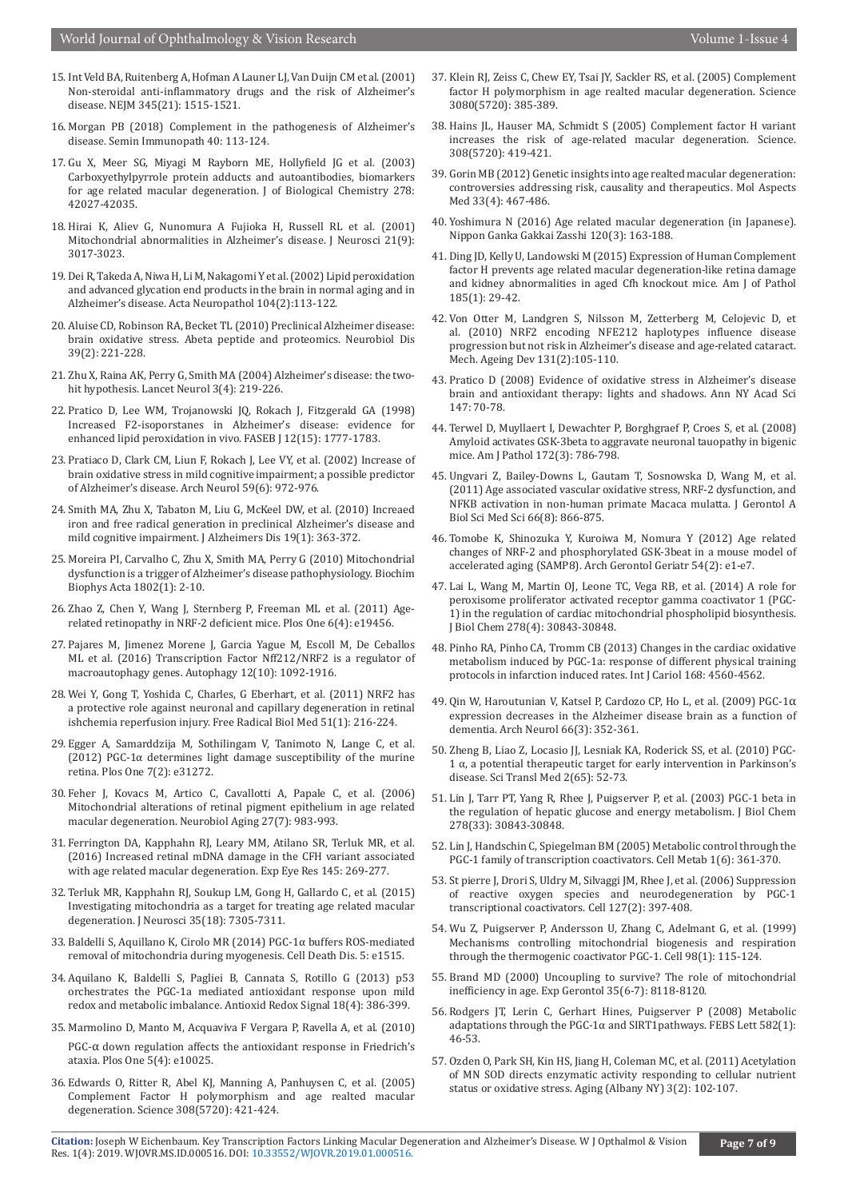15. Int Veld BA, Ruitenberg A, Hofman A Launer LJ, Van Duijn CM et al. (2001) Non-steroidal anti-inflammatory drugs and the risk of Alzheimer's disease. NEJM 345(21): 1515-1521.
16. Morgan PB (2018) Complement in the pathogenesis of Alzheimer's disease. Semin Immunopath 40: 113-124.
17. Gu X, Meer SG, Miyagi M Rayborn ME, Hollyfield JG et al. (2003) Carboxyethylpyrrole protein adducts and autoantibodies, biomarkers for age related macular degeneration. J of Biological Chemistry 278: 42027-42035.
18. Hirai K, Aliev G, Nunomura A Fujioka H, Russell RL et al. (2001) Mitochondrial abnormalities in Alzheimer's disease. J Neurosci 21(9): 3017-3023.
19. Dei R, Takeda A, Niwa H, Li M, Nakagomi Y et al. (2002) Lipid peroxidation and advanced glycation end products in the brain in normal aging and in Alzheimer's disease. Acta Neuropathol 104(2):113-122.
20. Aluise CD, Robinson RA, Becket TL (2010) Preclinical Alzheimer disease: brain oxidative stress. Abeta peptide and proteomics. Neurobiol Dis 39(2): 221-228.
21. Zhu X, Raina AK, Perry G, Smith MA (2004) Alzheimer's disease: the two-hit hypothesis. Lancet Neurol 3(4): 219-226.
22. Pratico D, Lee WM, Trojanowski JQ, Rokach J, Fitzgerald GA (1998) Increased F2-isoporstanes in Alzheimer's disease: evidence for enhanced lipid peroxidation in vivo. FASEB J 12(15): 1777-1783.
23. Pratiaco D, Clark CM, Liun F, Rokach J, Lee VY, et al. (2002) Increase of brain oxidative stress in mild cognitive impairment; a possible predictor of Alzheimer's disease. Arch Neurol 59(6): 972-976.
24. Smith MA, Zhu X, Tabaton M, Liu G, McKeel DW, et al. (2010) Increaed iron and free radical generation in preclinical Alzheimer's disease and mild cognitive impairment. J Alzheimers Dis 19(1): 363-372.
25. Moreira PI, Carvalho C, Zhu X, Smith MA, Perry G (2010) Mitochondrial dysfunction is a trigger of Alzheimer's disease pathophysiology. Biochim Biophys Acta 1802(1): 2-10.
26. Zhao Z, Chen Y, Wang J, Sternberg P, Freeman ML et al. (2011) Age-related retinopathy in NRF-2 deficient mice. Plos One 6(4): e19456.
27. Pajares M, Jimenez Morene J, Garcia Yague M, Escoll M, De Ceballos ML et al. (2016) Transcription Factor Nff212/NRF2 is a regulator of macroautophagy genes. Autophagy 12(10): 1092-1916.
28. Wei Y, Gong T, Yoshida C, Charles, G Eberhart, et al. (2011) NRF2 has a protective role against neuronal and capillary degeneration in retinal ishchemia reperfusion injury. Free Radical Biol Med 51(1): 216-224.
29. Egger A, Samarddzija M, Sothilingam V, Tanimoto N, Lange C, et al. (2012) PGC-1α determines light damage susceptibility of the murine retina. Plos One 7(2): e31272.
30. Feher J, Kovacs M, Artico C, Cavallotti A, Papale C, et al. (2006) Mitochondrial alterations of retinal pigment epithelium in age related macular degeneration. Neurobiol Aging 27(7): 983-993.
31. Ferrington DA, Kapphahn RJ, Leary MM, Atilano SR, Terluk MR, et al. (2016) Increased retinal mDNA damage in the CFH variant associated with age related macular degeneration. Exp Eye Res 145: 269-277.
32. Terluk MR, Kapphahn RJ, Soukup LM, Gong H, Gallardo C, et al. (2015) Investigating mitochondria as a target for treating age related macular degeneration. J Neurosci 35(18): 7305-7311.
33. Baldelli S, Aquillano K, Cirolo MR (2014) PGC-1α buffers ROS-mediated removal of mitochondria during myogenesis. Cell Death Dis. 5: e1515.
34. Aquilano K, Baldelli S, Pagliei B, Cannata S, Rotillo G (2013) p53 orchestrates the PGC-1a mediated antioxidant response upon mild redox and metabolic imbalance. Antioxid Redox Signal 18(4): 386-399.
35. Marmolino D, Manto M, Acquaviva F Vergara P, Ravella A, et al. (2010) PGC-α down regulation affects the antioxidant response in Friedrich's ataxia. Plos One 5(4): e10025.
36. Edwards O, Ritter R, Abel KJ, Manning A, Panhuysen C, et al. (2005) Complement Factor H polymorphism and age realted macular degeneration. Science 308(5720): 421-424.
37. Klein RJ, Zeiss C, Chew EY, Tsai JY, Sackler RS, et al. (2005) Complement factor H polymorphism in age realted macular degeneration. Science 3080(5720): 385-389.
38. Hains JL, Hauser MA, Schmidt S (2005) Complement factor H variant increases the risk of age-related macular degeneration. Science. 308(5720): 419-421.
39. Gorin MB (2012) Genetic insights into age realted macular degeneration: controversies addressing risk, causality and therapeutics. Mol Aspects Med 33(4): 467-486.
40. Yoshimura N (2016) Age related macular degeneration (in Japanese). Nippon Ganka Gakkai Zasshi 120(3): 163-188.
41. Ding JD, Kelly U, Landowski M (2015) Expression of Human Complement factor H prevents age related macular degeneration-like retina damage and kidney abnormalities in aged Cfh knockout mice. Am J of Pathol 185(1): 29-42.
42. Von Otter M, Landgren S, Nilsson M, Zetterberg M, Celojevic D, et al. (2010) NRF2 encoding NFE212 haplotypes influence disease progression but not risk in Alzheimer's disease and age-related cataract. Mech. Ageing Dev 131(2):105-110.
43. Pratico D (2008) Evidence of oxidative stress in Alzheimer's disease brain and antioxidant therapy: lights and shadows. Ann NY Acad Sci 147: 70-78.
44. Terwel D, Muyllaert I, Dewachter P, Borghgraef P, Croes S, et al. (2008) Amyloid activates GSK-3beta to aggravate neuronal tauopathy in bigenic mice. Am J Pathol 172(3): 786-798.
45. Ungvari Z, Bailey-Downs L, Gautam T, Sosnowska D, Wang M, et al. (2011) Age associated vascular oxidative stress, NRF-2 dysfunction, and NFKB activation in non-human primate Macaca mulatta. J Gerontol A Biol Sci Med Sci 66(8): 866-875.
46. Tomobe K, Shinozuka Y, Kuroiwa M, Nomura Y (2012) Age related changes of NRF-2 and phosphorylated GSK-3beat in a mouse model of accelerated aging (SAMP8). Arch Gerontol Geriatr 54(2): e1-e7.
47. Lai L, Wang M, Martin OJ, Leone TC, Vega RB, et al. (2014) A role for peroxisome proliferator activated receptor gamma coactivator 1 (PGC-1) in the regulation of cardiac mitochondrial phospholipid biosynthesis. J Biol Chem 278(4): 30843-30848.
48. Pinho RA, Pinho CA, Tromm CB (2013) Changes in the cardiac oxidative metabolism induced by PGC-1a: response of different physical training protocols in infarction induced rates. Int J Cariol 168: 4560-4562.
49. Qin W, Haroutunian V, Katsel P, Cardozo CP, Ho L, et al. (2009) PGC-1α expression decreases in the Alzheimer disease brain as a function of dementia. Arch Neurol 66(3): 352-361.
50. Zheng B, Liao Z, Locasio JJ, Lesniak KA, Roderick SS, et al. (2010) PGC-1 α, a potential therapeutic target for early intervention in Parkinson's disease. Sci Transl Med 2(65): 52-73.
51. Lin J, Tarr PT, Yang R, Rhee J, Puigserver P, et al. (2003) PGC-1 beta in the regulation of hepatic glucose and energy metabolism. J Biol Chem 278(33): 30843-30848.
52. Lin J, Handschin C, Spiegelman BM (2005) Metabolic control through the PGC-1 family of transcription coactivators. Cell Metab 1(6): 361-370.
53. St pierre J, Drori S, Uldry M, Silvaggi JM, Rhee J, et al. (2006) Suppression of reactive oxygen species and neurodegeneration by PGC-1 transcriptional coactivators. Cell 127(2): 397-408.
54. Wu Z, Puigserver P, Andersson U, Zhang C, Adelmant G, et al. (1999) Mechanisms controlling mitochondrial biogenesis and respiration through the thermogenic coactivator PGC-1. Cell 98(1): 115-124.
55. Brand MD (2000) Uncoupling to survive? The role of mitochondrial inefficiency in age. Exp Gerontol 35(6-7): 8118-8120.
56. Rodgers JT, Lerin C, Gerhart Hines, Puigserver P (2008) Metabolic adaptations through the PGC-1α and SIRT1pathways. FEBS Lett 582(1): 46-53.
57. Ozden O, Park SH, Kin HS, Jiang H, Coleman MC, et al. (2011) Acetylation of MN SOD directs enzymatic activity responding to cellular nutrient status or oxidative stress. Aging (Albany NY) 3(2): 102-107.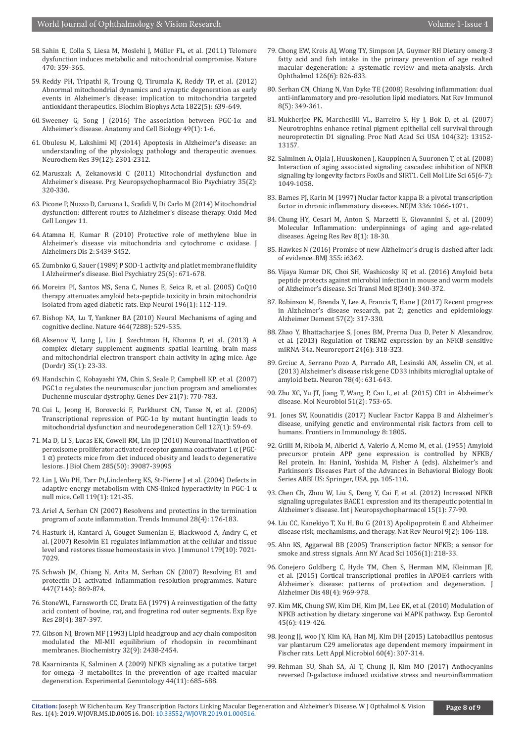58. Sahin E, Colla S, Liesa M, Moslehi J, Müller FL, et al. (2011) Telomere dysfunction induces metabolic and mitochondrial compromise. Nature 470: 359-365.

59. Reddy PH, Tripathi R, Troung Q, Tirumala K, Reddy TP, et al. (2012) Abnormal mitochondrial dynamics and synaptic degeneration as early events in Alzheimer's disease: implication to mitochondria targeted antioxidant therapeutics. Biochim Biophys Acta 1822(5): 639-649.

60. Sweeney G, Song J (2016) The association between PGC-1α and Alzheimer's disease. Anatomy and Cell Biology 49(1): 1-6.

61. Obulesu M, Lakshimi MJ (2014) Apoptosis in Alzheimer's disease: an understanding of the physiology, pathology and therapeutic avenues. Neurochem Res 39(12): 2301-2312.

62. Maruszak A, Zekanowski C (2011) Mitochondrial dysfunction and Alzheimer's disease. Prg Neuropsychopharmacol Bio Psychiatry 35(2): 320-330.

63. Picone P, Nuzzo D, Caruana L, Scafidi V, Di Carlo M (2014) Mitochondrial dysfunction: different routes to Alzheimer's disease therapy. Oxid Med Cell Longev 11.

64. Atamna H, Kumar R (2010) Protective role of methylene blue in Alzheimer's disease via mitochondria and cytochrome c oxidase. J Alzheimers Dis 2: S439-S452.

65. Zumbnko G, Sauer (1989) P SOD-1 activity and platlet membrane fluidity I Alzheirmer's disease. Biol Psychiatry 25(6): 671-678.

66. Moreira PI, Santos MS, Sena C, Nunes E, Seica R, et al. (2005) CoQ10 therapy attenuates amyloid beta-peptide toxicity in brain mitochondria isolated from aged diabetic rats. Exp Neurol 196(1): 112-119.

67. Bishop NA, Lu T, Yankner BA (2010) Neural Mechanisms of aging and cognitive decline. Nature 464(7288): 529-535.

68. Aksenov V, Long J, Liu J, Szechtman H, Khanna P, et al. (2013) A complex dietary supplement augments spatial learning, brain mass and mitochondrial electron transport chain activity in aging mice. Age (Dordr) 35(1): 23-33.

69. Handschin C, Kobayashi YM, Chin S, Seale P, Campbell KP, et al. (2007) PGC1α regulates the neuromuscular junction program and ameliorates Duchenne muscular dystrophy. Genes Dev 21(7): 770-783.

70. Cui L, Jeong H, Borovecki F, Parkhurst CN, Tanse N, et al. (2006) Transcriptional repression of PGC-1α by mutant huntingtin leads to mitochondrial dysfunction and neurodegeneration Cell 127(1): 59-69.

71. Ma D, LI S, Lucas EK, Cowell RM, Lin JD (2010) Neuronal inactivation of peroxisome proliferator activated receptor gamma coactivator 1 α (PGC-1 α) protects mice from diet induced obesity and leads to degenerative lesions. J Biol Chem 285(50): 39087-39095

72. Lin J, Wu PH, Tarr Pt,Lindenberg KS, St-Pierre J et al. (2004) Defects in adaptive energy metabolism with CNS-linked hyperactivity in PGC-1 α null mice. Cell 119(1): 121-35.

73. Ariel A, Serhan CN (2007) Resolvens and protectins in the termination program of acute inflammation. Trends Immunol 28(4): 176-183.

74. Hasturk H, Kantarci A, Gouget Sumenian E, Blackwood A, Andry C, et al. (2007) Resolvin E1 regulates inflammation at the cellular and tissue level and restores tissue homeostasis in vivo. J Immunol 179(10): 7021-7029.

75. Schwab JM, Chiang N, Arita M, Serhan CN (2007) Resolving E1 and protectin D1 activated inflammation resolution programmes. Nature 447(7146): 869-874.

76. StoneWL, Farnsworth CC, Dratz EA (1979) A reinvestigation of the fatty acid content of bovine, rat, and frogretina rod outer segments. Exp Eye Res 28(4): 387-397.

77. Gibson NJ, Brown MF (1993) Lipid headgroup and acy chain compositon modulated the MI-MII equilibrium of rhodopsin in recombinant membranes. Biochemistry 32(9): 2438-2454.

78. Kaarniranta K, Salminen A (2009) NFKB signaling as a putative target for omega -3 metabolites in the prevention of age realted macular degeneration. Experimental Gerontology 44(11): 685-688.

79. Chong EW, Kreis AJ, Wong TY, Simpson JA, Guymer RH Dietary omerg-3 fatty acid and fish intake in the primary prevention of age realted macular degeneration: a systematic review and meta-analysis. Arch Ophthalmol 126(6): 826-833.

80. Serhan CN, Chiang N, Van Dyke TE (2008) Resolving inflammation: dual anti-inflammatory and pro-resolution lipid mediators. Nat Rev Immunol 8(5): 349-361.

81. Mukherjee PK, Marchesilli VL, Barreiro S, Hy J, Bok D, et al. (2007) Neurotrophins enhance retinal pigment epithelial cell survival through neuroprotectin D1 signaling. Proc Natl Acad Sci USA 104(32): 13152-13157.

82. Salminen A, Ojala J, Huuskonen J, Kauppinen A, Suuronen T, et al. (2008) Interaction of aging associated signaling cascades: inhibition of NFKB signaling by longevity factors FoxOs and SIRT1. Cell Mol Life Sci 65(6-7): 1049-1058.

83. Barnes PJ, Karin M (1997) Nuclear factor kappa B: a pivotal transcription factor in chronic inflammatory diseases. NEJM 336: 1066-1071.

84. Chung HY, Cesari M, Anton S, Marzetti E, Giovannini S, et al. (2009) Molecular Inflammation: underpinnings of aging and age-related diseases. Ageing Res Rev 8(1): 18-30.

85. Hawkes N (2016) Promise of new Alzheimer's drug is dashed after lack of evidence. BMJ 355: i6362.

86. Vijaya Kumar DK, Choi SH, Washicosky KJ et al. (2016) Amyloid beta peptide protects against microbial infection in mouse and worm models of Alzheimer's disease. Sci Transl Med 8(340): 340-372.

87. Robinson M, Brenda Y, Lee A, Francis T, Hane J (2017) Recent progress in Alzheimer's disease research, pat 2; genetics and epidemiology. Alzheimer Dement 57(2): 317-330.

88. Zhao Y, Bhattacharjee S, Jones BM, Prerna Dua D, Peter N Alexandrov, et al. (2013) Regulation of TREM2 expression by an NFKB sensitive miRNA-34a. Neuroreport 24(6): 318-323.

89. Grciuc A, Serrano Pozo A, Parrado AR, Lesinski AN, Asselin CN, et al. (2013) Alzheimer's disease risk gene CD33 inhibits microglial uptake of amyloid beta. Neuron 78(4): 631-643.

90. Zhu XC, Yu JT, Jiang T, Wang P, Cao L, et al. (2015) CR1 in Alzheimer's disease. Mol Neurobiol 51(2): 753-65.

91. Jones SV, Kounatidis (2017) Nuclear Factor Kappa B and Alzheimer's disease, unifying genetic and environmental risk factors from cell to humans. Frontiers in Immunology 8: 1805.

92. Grilli M, Ribola M, Alberici A, Valerio A, Memo M, et al. (1955) Amyloid precursor protein APP gene expression is controlled by NFKB/ Rel protein. In: HaninI, Yoshida M, Fisher A (eds). Alzheimer's and Parkinson's Diseases Part of the Advances in Behavioral Biology Book Series ABBI US: Springer, USA, pp. 105-110.

93. Chen Ch, Zhou W, Liu S, Deng Y, Cai F, et al. (2012) Increased NFKB signaling upregulates BACE1 expression and its therapeutic potential in Alzheimer's disease. Int j Neuropsychopharmacol 15(1): 77-90.

94. Liu CC, Kanekiyo T, Xu H, Bu G (2013) Apolipoprotein E and Alzheimer disease risk, mechamisms, and therapy. Nat Rev Neurol 9(2): 106-118.

95. Ahn KS, Aggarwal BB (2005) Transcription factor NFKB; a sensor for smoke and stress signals. Ann NY Acad Sci 1056(1): 218-33.

96. Conejero Goldberg C, Hyde TM, Chen S, Herman MM, Kleinman JE, et al. (2015) Cortical transcriptional profiles in APOE4 carriers with Alzheimer's disease: patterns of protection and degeneration. J Alzheimer Dis 48(4): 969-978.

97. Kim MK, Chung SW, Kim DH, Kim JM, Lee EK, et al. (2010) Modulation of NFKB activation by dietary zingerone vai MAPK pathway. Exp Gerontol 45(6): 419-426.

98. Jeong JJ, woo JY, Kim KA, Han MJ, Kim DH (2015) Latobacillus pentosus var plantarum C29 ameliorates age dependent memory impairment in Fischer rats. Lett Appl Microbiol 60(4): 307-314.

99. Rehman SU, Shah SA, Al T, Chung JI, Kim MO (2017) Anthocyanins reversed D-galactose induced oxidative stress and neuroinflammation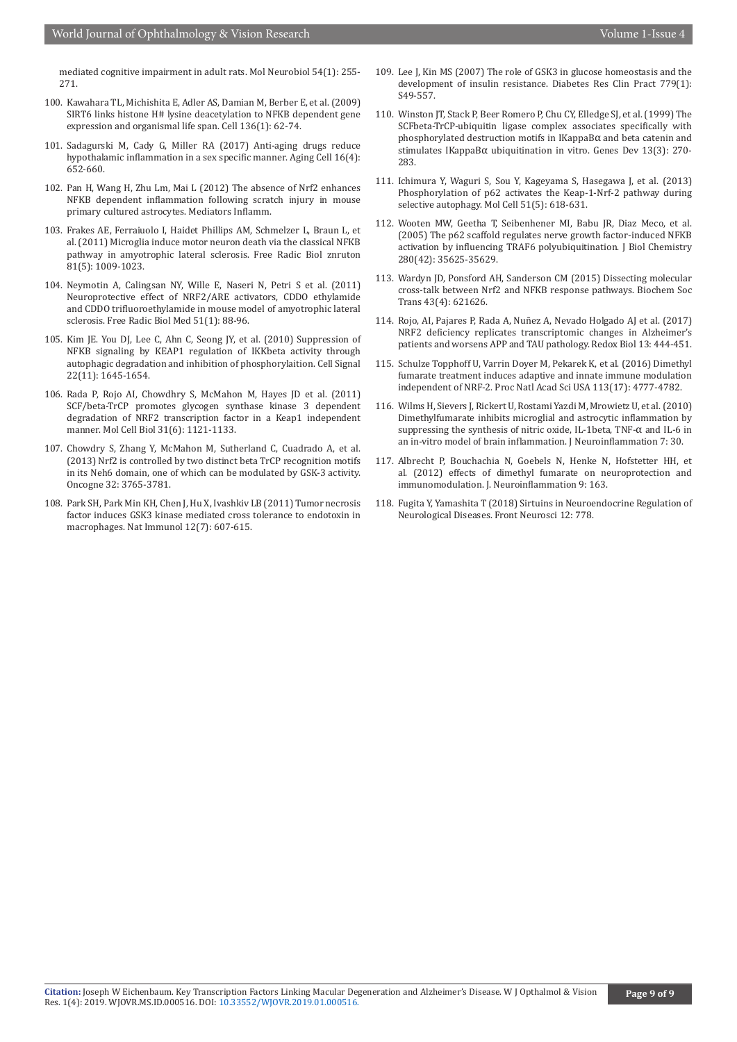mediated cognitive impairment in adult rats. Mol Neurobiol 54(1): 255-271.

100. Kawahara TL, Michishita E, Adler AS, Damian M, Berber E, et al. (2009) SIRT6 links histone H# lysine deacetylation to NFKB dependent gene expression and organismal life span. Cell 136(1): 62-74.

101. Sadagurski M, Cady G, Miller RA (2017) Anti-aging drugs reduce hypothalamic inflammation in a sex specific manner. Aging Cell 16(4): 652-660.

102. Pan H, Wang H, Zhu Lm, Mai L (2012) The absence of Nrf2 enhances NFKB dependent inflammation following scratch injury in mouse primary cultured astrocytes. Mediators Inflamm.

103. Frakes AE, Ferraiuolo I, Haidet Phillips AM, Schmelzer L, Braun L, et al. (2011) Microglia induce motor neuron death via the classical NFKB pathway in amyotrophic lateral sclerosis. Free Radic Biol znruton 81(5): 1009-1023.

104. Neymotin A, Calingsan NY, Wille E, Naseri N, Petri S et al. (2011) Neuroprotective effect of NRF2/ARE activators, CDDO ethylamide and CDDO trifluoroethylamide in mouse model of amyotrophic lateral sclerosis. Free Radic Biol Med 51(1): 88-96.

105. Kim JE. You DJ, Lee C, Ahn C, Seong JY, et al. (2010) Suppression of NFKB signaling by KEAP1 regulation of IKKbeta activity through autophagic degradation and inhibition of phosphorylaition. Cell Signal 22(11): 1645-1654.

106. Rada P, Rojo AI, Chowdhry S, McMahon M, Hayes JD et al. (2011) SCF/beta-TrCP promotes glycogen synthase kinase 3 dependent degradation of NRF2 transcription factor in a Keap1 independent manner. Mol Cell Biol 31(6): 1121-1133.

107. Chowdry S, Zhang Y, McMahon M, Sutherland C, Cuadrado A, et al. (2013) Nrf2 is controlled by two distinct beta TrCP recognition motifs in its Neh6 domain, one of which can be modulated by GSK-3 activity. Oncogne 32: 3765-3781.

108. Park SH, Park Min KH, Chen J, Hu X, Ivashkiv LB (2011) Tumor necrosis factor induces GSK3 kinase mediated cross tolerance to endotoxin in macrophages. Nat Immunol 12(7): 607-615.

109. Lee J, Kin MS (2007) The role of GSK3 in glucose homeostasis and the development of insulin resistance. Diabetes Res Clin Pract 779(1): S49-557.

110. Winston JT, Stack P, Beer Romero P, Chu CY, Elledge SJ, et al. (1999) The SCFbeta-TrCP-ubiquitin ligase complex associates specifically with phosphorylated destruction motifs in IKappaBα and beta catenin and stimulates IKappaBα ubiquitination in vitro. Genes Dev 13(3): 270-283.

111. Ichimura Y, Waguri S, Sou Y, Kageyama S, Hasegawa J, et al. (2013) Phosphorylation of p62 activates the Keap-1-Nrf-2 pathway during selective autophagy. Mol Cell 51(5): 618-631.

112. Wooten MW, Geetha T, Seibenhener MI, Babu JR, Diaz Meco, et al. (2005) The p62 scaffold regulates nerve growth factor-induced NFKB activation by influencing TRAF6 polyubiquitination. J Biol Chemistry 280(42): 35625-35629.

113. Wardyn JD, Ponsford AH, Sanderson CM (2015) Dissecting molecular cross-talk between Nrf2 and NFKB response pathways. Biochem Soc Trans 43(4): 621626.

114. Rojo, AI, Pajares P, Rada A, Nuñez A, Nevado Holgado AJ et al. (2017) NRF2 deficiency replicates transcriptomic changes in Alzheimer's patients and worsens APP and TAU pathology. Redox Biol 13: 444-451.

115. Schulze Topphoff U, Varrin Doyer M, Pekarek K, et al. (2016) Dimethyl fumarate treatment induces adaptive and innate immune modulation independent of NRF-2. Proc Natl Acad Sci USA 113(17): 4777-4782.

116. Wilms H, Sievers J, Rickert U, Rostami Yazdi M, Mrowietz U, et al. (2010) Dimethylfumarate inhibits microglial and astrocytic inflammation by suppressing the synthesis of nitric oxide, IL-1beta, TNF-α and IL-6 in an in-vitro model of brain inflammation. J Neuroinflammation 7: 30.

117. Albrecht P, Bouchachia N, Goebels N, Henke N, Hofstetter HH, et al. (2012) effects of dimethyl fumarate on neuroprotection and immunomodulation. J. Neuroinflammation 9: 163.

118. Fugita Y, Yamashita T (2018) Sirtuins in Neuroendocrine Regulation of Neurological Diseases. Front Neurosci 12: 778.